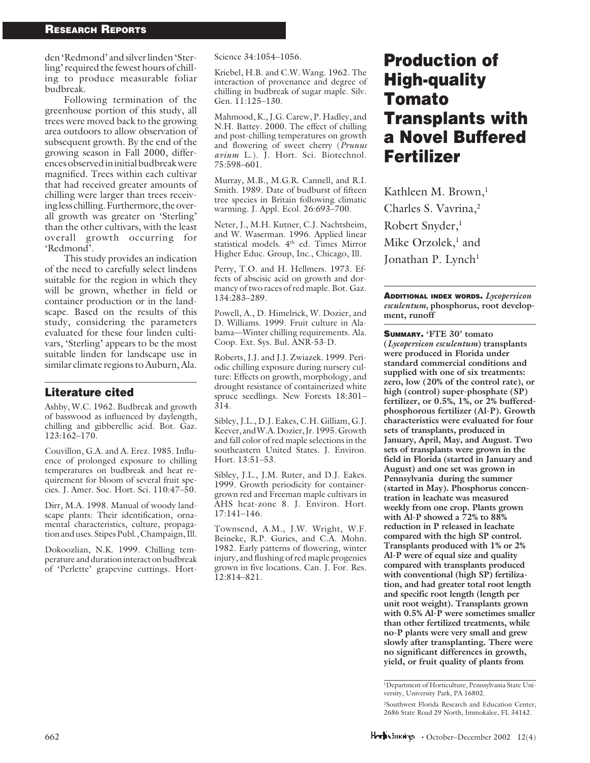den 'Redmond' and silver linden 'Sterling' required the fewest hours of chilling to produce measurable foliar budbreak.

Following termination of the greenhouse portion of this study, all trees were moved back to the growing area outdoors to allow observation of subsequent growth. By the end of the growing season in Fall 2000, differences observed in initial budbreak were magnified. Trees within each cultivar that had received greater amounts of chilling were larger than trees receiving less chilling. Furthermore, the overall growth was greater on 'Sterling' than the other cultivars, with the least overall growth occurring for 'Redmond'.

This study provides an indication of the need to carefully select lindens suitable for the region in which they will be grown, whether in field or container production or in the landscape. Based on the results of this study, considering the parameters evaluated for these four linden cultivars, 'Sterling' appears to be the most suitable linden for landscape use in similar climate regions to Auburn, Ala.

## Literature cited

Ashby, W.C. 1962. Budbreak and growth of basswood as influenced by daylength, chilling and gibberellic acid. Bot. Gaz. 123:162–170.

Couvillon, G.A. and A. Erez. 1985. Influence of prolonged exposure to chilling temperatures on budbreak and heat requirement for bloom of several fruit species. J. Amer. Soc. Hort. Sci. 110:47–50.

Dirr, M.A. 1998. Manual of woody landscape plants: Their identification, ornamental characteristics, culture, propagation and uses. Stipes Publ., Champaign, Ill.

Dokoozlian, N.K. 1999. Chilling temperature and duration interact on budbreak of 'Perlette' grapevine cuttings. HortScience 34:1054–1056.

Kriebel, H.B. and C.W. Wang. 1962. The interaction of provenance and degree of chilling in budbreak of sugar maple. Silv. Gen. 11:125–130.

Mahmood, K., J.G. Carew, P. Hadley, and N.H. Battey. 2000. The effect of chilling and post-chilling temperatures on growth and flowering of sweet cherry (*Prunus avium* L.). J. Hort. Sci. Biotechnol. 75:598–601.

Murray, M.B., M.G.R. Cannell, and R.I. Smith. 1989. Date of budburst of fifteen tree species in Britain following climatic warming. J. Appl. Ecol. 26:693–700.

Neter, J., M.H. Kutner, C.J. Nachtsheim, and W. Waserman. 1996. Applied linear statistical models. 4th ed. Times Mirror Higher Educ. Group, Inc., Chicago, Ill.

Perry, T.O. and H. Hellmers. 1973. Effects of abscisic acid on growth and dormancy of two races of red maple. Bot. Gaz. 134:283–289.

Powell, A., D. Himelrick, W. Dozier, and D. Williams. 1999. Fruit culture in Alabama—Winter chilling requirements. Ala. Coop. Ext. Sys. Bul. ANR-53-D.

Roberts, J.J. and J.J. Zwiazek. 1999. Periodic chilling exposure during nursery culture: Effects on growth, morphology, and drought resistance of containerized white spruce seedlings. New Forests 18:301–314.

Sibley, J.L., D.J. Eakes, C.H. Gilliam, G.J. Keever, and W.A. Dozier, Jr. 1995. Growth and fall color of red maple selections in the southeastern United States. J. Environ. Hort. 13:51–53.

Sibley, J.L., J.M. Ruter, and D.J. Eakes. 1999. Growth periodicity for container-grown red and Freeman maple cultivars in AHS heat-zone 8. J. Environ. Hort. 17:141–146.

Townsend, A.M., J.W. Wright, W.F. Beineke, R.P. Guries, and C.A. Mohn. 1982. Early patterns of flowering, winter injury, and flushing of red maple progenies grown in five locations. Can. J. For. Res. 12:814–821.

# Production of High-quality Tomato Transplants with a Novel Buffered Fertilizer

Kathleen M. Brown,[1] Charles S. Vavrina,[2] Robert Snyder,[1] Mike Orzolek,[1] and Jonathan P. Lynch[1]

**ADDITIONAL INDEX WORDS.** ***Lycopersicon esculentum*, phosphorus, root development, runoff**

**SUMMARY. 'FTE 30' tomato (*Lycopersicon esculentum*) transplants were produced in Florida under standard commercial conditions and supplied with one of six treatments: zero, low (20% of the control rate), or high (control) super-phosphate (SP) fertilizer, or 0.5%, 1%, or 2% buffered-phosphorous fertilizer (Al-P). Growth characteristics were evaluated for four sets of transplants, produced in January, April, May, and August. Two sets of transplants were grown in the field in Florida (started in January and August) and one set was grown in Pennsylvania during the summer (started in May). Phosphorus concentration in leachate was measured weekly from one crop. Plants grown with Al-P showed a 72% to 88% reduction in P released in leachate compared with the high SP control. Transplants produced with 1% or 2% Al-P were of equal size and quality compared with transplants produced with conventional (high SP) fertilization, and had greater total root length and specific root length (length per unit root weight). Transplants grown with 0.5% Al-P were sometimes smaller than other fertilized treatments, while no-P plants were very small and grew slowly after transplanting. There were no significant differences in growth, yield, or fruit quality of plants from**

[1]Department of Horticulture, Pennsylvania State University, University Park, PA 16802.

[2]Southwest Florida Research and Education Center, 2686 State Road 29 North, Immokalee, FL 34142.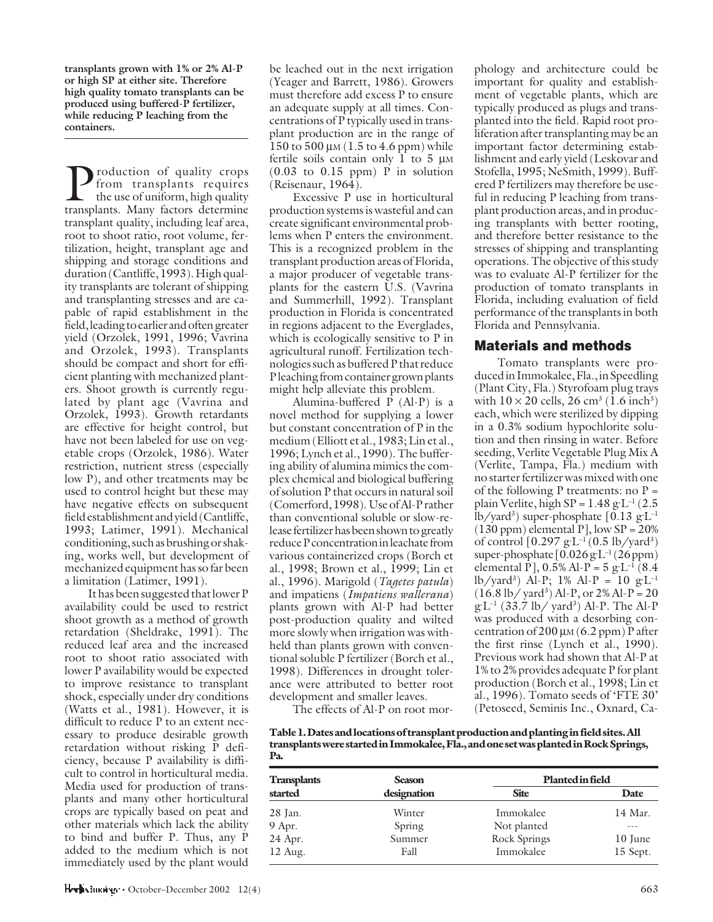**transplants grown with 1% or 2% Al-P or high SP at either site. Therefore high quality tomato transplants can be produced using buffered-P fertilizer, while reducing P leaching from the containers.**

Production of quality crops from transplants requires the use of uniform, high quality transplants. Many factors determine transplant quality, including leaf area, root to shoot ratio, root volume, fertilization, height, transplant age and shipping and storage conditions and duration (Cantliffe, 1993). High quality transplants are tolerant of shipping and transplanting stresses and are capable of rapid establishment in the field, leading to earlier and often greater yield (Orzolek, 1991, 1996; Vavrina and Orzolek, 1993). Transplants should be compact and short for efficient planting with mechanized planters. Shoot growth is currently regulated by plant age (Vavrina and Orzolek, 1993). Growth retardants are effective for height control, but have not been labeled for use on vegetable crops (Orzolek, 1986). Water restriction, nutrient stress (especially low P), and other treatments may be used to control height but these may have negative effects on subsequent field establishment and yield (Cantliffe, 1993; Latimer, 1991). Mechanical conditioning, such as brushing or shaking, works well, but development of mechanized equipment has so far been a limitation (Latimer, 1991).

It has been suggested that lower P availability could be used to restrict shoot growth as a method of growth retardation (Sheldrake, 1991). The reduced leaf area and the increased root to shoot ratio associated with lower P availability would be expected to improve resistance to transplant shock, especially under dry conditions (Watts et al., 1981). However, it is difficult to reduce P to an extent necessary to produce desirable growth retardation without risking P deficiency, because P availability is difficult to control in horticultural media. Media used for production of transplants and many other horticultural crops are typically based on peat and other materials which lack the ability to bind and buffer P. Thus, any P added to the medium which is not immediately used by the plant would be leached out in the next irrigation (Yeager and Barrett, 1986). Growers must therefore add excess P to ensure an adequate supply at all times. Concentrations of P typically used in transplant production are in the range of 150 to 500 $\mu$M (1.5 to 4.6 ppm) while fertile soils contain only 1 to 5 $\mu$M (0.03 to 0.15 ppm) P in solution (Reisenaur, 1964).

Excessive P use in horticultural production systems is wasteful and can create significant environmental problems when P enters the environment. This is a recognized problem in the transplant production areas of Florida, a major producer of vegetable transplants for the eastern U.S. (Vavrina and Summerhill, 1992). Transplant production in Florida is concentrated in regions adjacent to the Everglades, which is ecologically sensitive to P in agricultural runoff. Fertilization technologies such as buffered P that reduce P leaching from container grown plants might help alleviate this problem.

Alumina-buffered P (Al-P) is a novel method for supplying a lower but constant concentration of P in the medium (Elliott et al., 1983; Lin et al., 1996; Lynch et al., 1990). The buffering ability of alumina mimics the complex chemical and biological buffering of solution P that occurs in natural soil (Comerford, 1998). Use of Al-P rather than conventional soluble or slow-release fertilizer has been shown to greatly reduce P concentration in leachate from various containerized crops (Borch et al., 1998; Brown et al., 1999; Lin et al., 1996). Marigold (*Tagetes patula*) and impatiens (*Impatiens wallerana*) plants grown with Al-P had better post-production quality and wilted more slowly when irrigation was withheld than plants grown with conventional soluble P fertilizer (Borch et al., 1998). Differences in drought tolerance were attributed to better root development and smaller leaves.

The effects of Al-P on root morphology and architecture could be important for quality and establishment of vegetable plants, which are typically produced as plugs and transplanted into the field. Rapid root proliferation after transplanting may be an important factor determining establishment and early yield (Leskovar and Stofella, 1995; NeSmith, 1999). Buffered P fertilizers may therefore be useful in reducing P leaching from transplant production areas, and in producing transplants with better rooting, and therefore better resistance to the stresses of shipping and transplanting operations. The objective of this study was to evaluate Al-P fertilizer for the production of tomato transplants in Florida, including evaluation of field performance of the transplants in both Florida and Pennsylvania.

## Materials and methods

Tomato transplants were produced in Immokalee, Fla., in Speedling (Plant City, Fla.) Styrofoam plug trays with 10 × 20 cells, 26 cm$^3$ (1.6 inch$^3$) each, which were sterilized by dipping in a 0.3% sodium hypochlorite solution and then rinsing in water. Before seeding, Verlite Vegetable Plug Mix A (Verlite, Tampa, Fla.) medium with no starter fertilizer was mixed with one of the following P treatments: no P = plain Verlite, high SP = 1.48 g·L$^{-1}$ (2.5 lb/yard$^3$) super-phosphate [0.13 g·L$^{-1}$ (130 ppm) elemental P], low SP = 20% of control [0.297 g·L$^{-1}$ (0.5 lb/yard$^3$) super-phosphate [0.026 g·L$^{-1}$ (26 ppm) elemental P], 0.5% Al-P = 5 g·L$^{-1}$ (8.4 lb/yard$^3$) Al-P; 1% Al-P = 10 g·L$^{-1}$ (16.8 lb/ yard$^3$) Al-P, or 2% Al-P = 20 g·L$^{-1}$ (33.7 lb/ yard$^3$) Al-P. The Al-P was produced with a desorbing concentration of 200 $\mu$M (6.2 ppm) P after the first rinse (Lynch et al., 1990). Previous work had shown that Al-P at 1% to 2% provides adequate P for plant production (Borch et al., 1998; Lin et al., 1996). Tomato seeds of 'FTE 30' (Petoseed, Seminis Inc., Oxnard, Ca-

**Table 1. Dates and locations of transplant production and planting in field sites. All transplants were started in Immokalee, Fla., and one set was planted in Rock Springs, Pa.**

| Transplants started | Season designation | Planted in field | |
|---|---|---|---|
| | | Site | Date |
| 28 Jan. | Winter | Immokalee | 14 Mar. |
| 9 Apr. | Spring | Not planted | --- |
| 24 Apr. | Summer | Rock Springs | 10 June |
| 12 Aug. | Fall | Immokalee | 15 Sept. |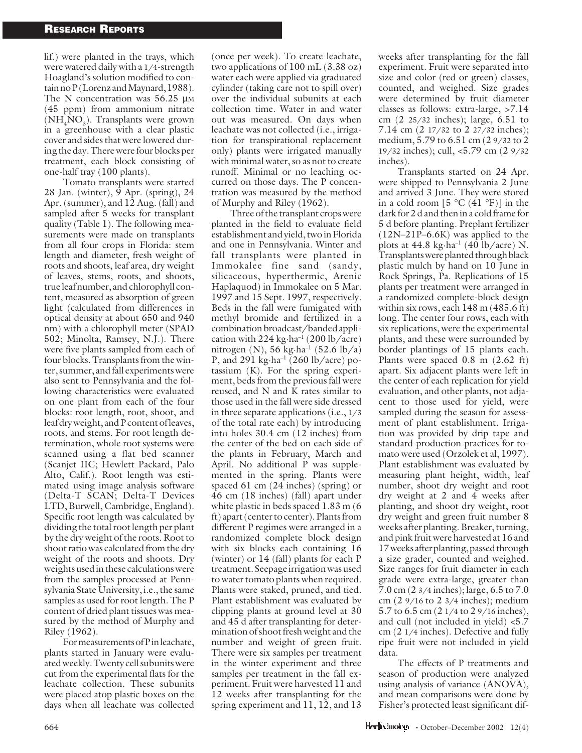lif.) were planted in the trays, which were watered daily with a 1/4-strength Hoagland's solution modified to contain no P (Lorenz and Maynard, 1988). The N concentration was 56.25 $\mu$M (45 ppm) from ammonium nitrate ($NH_4NO_3$). Transplants were grown in a greenhouse with a clear plastic cover and sides that were lowered during the day. There were four blocks per treatment, each block consisting of one-half tray (100 plants).

Tomato transplants were started 28 Jan. (winter), 9 Apr. (spring), 24 Apr. (summer), and 12 Aug. (fall) and sampled after 5 weeks for transplant quality (Table 1). The following measurements were made on transplants from all four crops in Florida: stem length and diameter, fresh weight of roots and shoots, leaf area, dry weight of leaves, stems, roots, and shoots, true leaf number, and chlorophyll content, measured as absorption of green light (calculated from differences in optical density at about 650 and 940 nm) with a chlorophyll meter (SPAD 502; Minolta, Ramsey, N.J.). There were five plants sampled from each of four blocks. Transplants from the winter, summer, and fall experiments were also sent to Pennsylvania and the following characteristics were evaluated on one plant from each of the four blocks: root length, root, shoot, and leaf dry weight, and P content of leaves, roots, and stems. For root length determination, whole root systems were scanned using a flat bed scanner (Scanjet IIC; Hewlett Packard, Palo Alto, Calif.). Root length was estimated using image analysis software (Delta-T SCAN; Delta-T Devices LTD, Burwell, Cambridge, England). Specific root length was calculated by dividing the total root length per plant by the dry weight of the roots. Root to shoot ratio was calculated from the dry weight of the roots and shoots. Dry weights used in these calculations were from the samples processed at Pennsylvania State University, i.e., the same samples as used for root length. The P content of dried plant tissues was measured by the method of Murphy and Riley (1962).

For measurements of P in leachate, plants started in January were evaluated weekly. Twenty cell subunits were cut from the experimental flats for the leachate collection. These subunits were placed atop plastic boxes on the days when all leachate was collected (once per week). To create leachate, two applications of 100 mL (3.38 oz) water each were applied via graduated cylinder (taking care not to spill over) over the individual subunits at each collection time. Water in and water out was measured. On days when leachate was not collected (i.e., irrigation for transpirational replacement only) plants were irrigated manually with minimal water, so as not to create runoff. Minimal or no leaching occurred on those days. The P concentration was measured by the method of Murphy and Riley (1962).

Three of the transplant crops were planted in the field to evaluate field establishment and yield, two in Florida and one in Pennsylvania. Winter and fall transplants were planted in Immokalee fine sand (sandy, silicaceous, hyperthermic, Arenic Haplaquod) in Immokalee on 5 Mar. 1997 and 15 Sept. 1997, respectively. Beds in the fall were fumigated with methyl bromide and fertilized in a combination broadcast/banded application with 224 kg·ha$^{-1}$ (200 lb/acre) nitrogen (N), 56 kg·ha$^{-1}$ (52.6 lb/a) P, and 291 kg·ha$^{-1}$ (260 lb/acre) potassium (K). For the spring experiment, beds from the previous fall were reused, and N and K rates similar to those used in the fall were side dressed in three separate applications (i.e., 1/3 of the total rate each) by introducing into holes 30.4 cm (12 inches) from the center of the bed on each side of the plants in February, March and April. No additional P was supplemented in the spring. Plants were spaced 61 cm (24 inches) (spring) or 46 cm (18 inches) (fall) apart under white plastic in beds spaced 1.83 m (6 ft) apart (center to center). Plants from different P regimes were arranged in a randomized complete block design with six blocks each containing 16 (winter) or 14 (fall) plants for each P treatment. Seepage irrigation was used to water tomato plants when required. Plants were staked, pruned, and tied. Plant establishment was evaluated by clipping plants at ground level at 30 and 45 d after transplanting for determination of shoot fresh weight and the number and weight of green fruit. There were six samples per treatment in the winter experiment and three samples per treatment in the fall experiment. Fruit were harvested 11 and 12 weeks after transplanting for the spring experiment and 11, 12, and 13 weeks after transplanting for the fall experiment. Fruit were separated into size and color (red or green) classes, counted, and weighed. Size grades were determined by fruit diameter classes as follows: extra-large, >7.14 cm (2 25/32 inches); large, 6.51 to 7.14 cm (2 17/32 to 2 27/32 inches); medium, 5.79 to 6.51 cm (2 9/32 to 2 19/32 inches); cull, <5.79 cm (2 9/32 inches).

Transplants started on 24 Apr. were shipped to Pennsylvania 2 June and arrived 3 June. They were stored in a cold room [5 °C (41 °F)] in the dark for 2 d and then in a cold frame for 5 d before planting. Preplant fertilizer (12N–21P–6.6K) was applied to the plots at 44.8 kg·ha$^{-1}$ (40 lb/acre) N. Transplants were planted through black plastic mulch by hand on 10 June in Rock Springs, Pa. Replications of 15 plants per treatment were arranged in a randomized complete-block design within six rows, each 148 m (485.6 ft) long. The center four rows, each with six replications, were the experimental plants, and these were surrounded by border plantings of 15 plants each. Plants were spaced 0.8 m (2.62 ft) apart. Six adjacent plants were left in the center of each replication for yield evaluation, and other plants, not adjacent to those used for yield, were sampled during the season for assessment of plant establishment. Irrigation was provided by drip tape and standard production practices for tomato were used (Orzolek et al, 1997). Plant establishment was evaluated by measuring plant height, width, leaf number, shoot dry weight and root dry weight at 2 and 4 weeks after planting, and shoot dry weight, root dry weight and green fruit number 8 weeks after planting. Breaker, turning, and pink fruit were harvested at 16 and 17 weeks after planting, passed through a size grader, counted and weighed. Size ranges for fruit diameter in each grade were extra-large, greater than 7.0 cm (2 3/4 inches); large, 6.5 to 7.0 cm (2 9/16 to 2 3/4 inches); medium 5.7 to 6.5 cm (2 1/4 to 2 9/16 inches), and cull (not included in yield) <5.7 cm (2 1/4 inches). Defective and fully ripe fruit were not included in yield data.

The effects of P treatments and season of production were analyzed using analysis of variance (ANOVA), and mean comparisons were done by Fisher's protected least significant dif-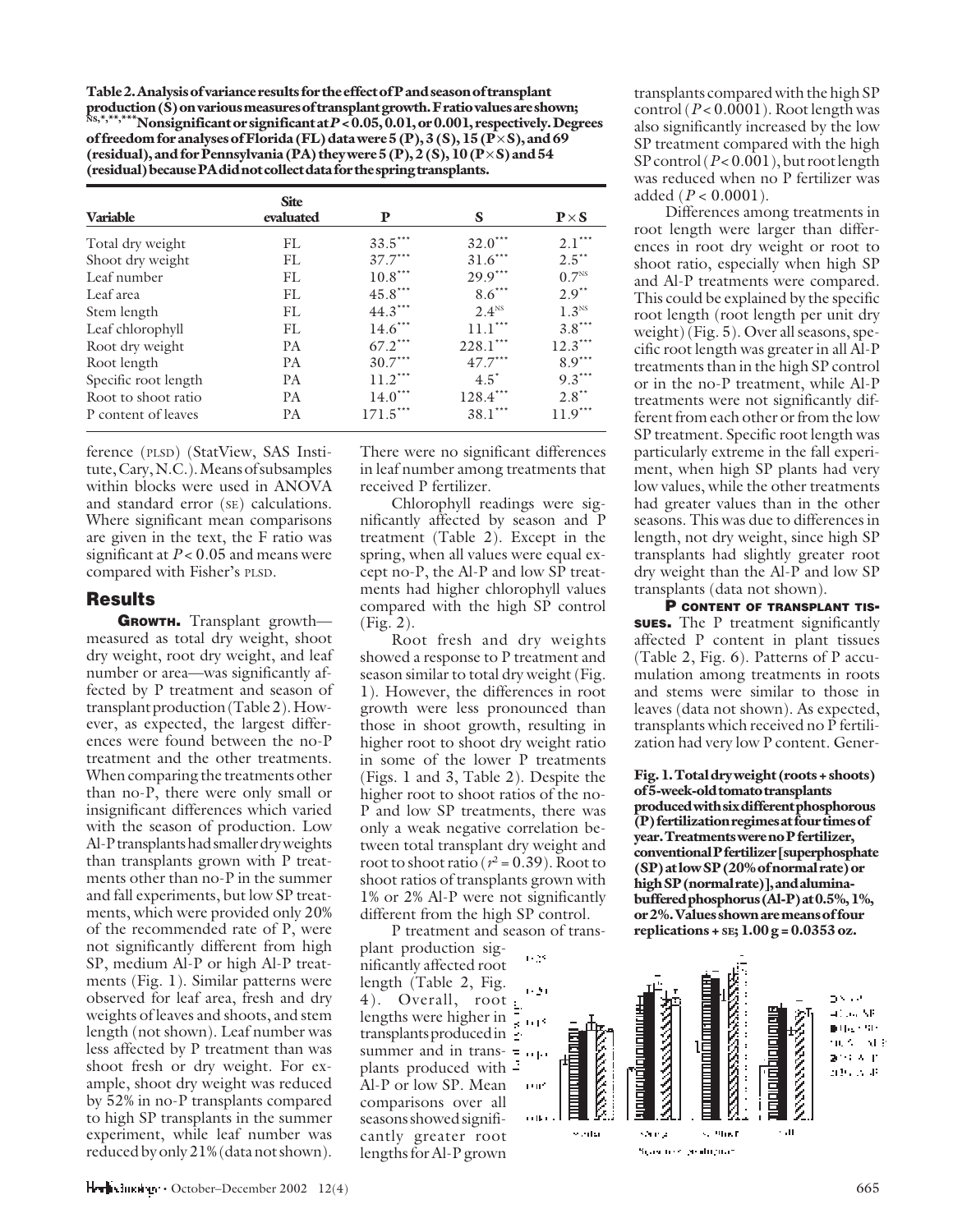**Table 2. Analysis of variance results for the effect of P and season of transplant production (S) on various measures of transplant growth. F ratio values are shown; [NS,*,**,***]Nonsignificant or significant at $P < 0.05, 0.01$, or 0.001, respectively. Degrees of freedom for analyses of Florida (FL) data were 5 (P), 3 (S), 15 (P×S), and 69 (residual), and for Pennsylvania (PA) they were 5 (P), 2 (S), 10 (P×S) and 54 (residual) because PA did not collect data for the spring transplants.**

| Variable | Site evaluated | P | S | P × S |
|---|---|---|---|---|
| Total dry weight | FL | 33.5*** | 32.0*** | 2.1*** |
| Shoot dry weight | FL | 37.7*** | 31.6*** | 2.5** |
| Leaf number | FL | 10.8*** | 29.9*** | 0.7NS |
| Leaf area | FL | 45.8*** | 8.6*** | 2.9** |
| Stem length | FL | 44.3*** | 2.4NS | 1.3NS |
| Leaf chlorophyll | FL | 14.6*** | 11.1*** | 3.8*** |
| Root dry weight | PA | 67.2*** | 228.1*** | 12.3*** |
| Root length | PA | 30.7*** | 47.7*** | 8.9*** |
| Specific root length | PA | 11.2*** | 4.5* | 9.3*** |
| Root to shoot ratio | PA | 14.0*** | 128.4*** | 2.8** |
| P content of leaves | PA | 171.5*** | 38.1*** | 11.9*** |

ference (PLSD) (StatView, SAS Institute, Cary, N.C.). Means of subsamples within blocks were used in ANOVA and standard error (SE) calculations. Where significant mean comparisons are given in the text, the F ratio was significant at $P < 0.05$ and means were compared with Fisher's PLSD.

## Results

**GROWTH.** Transplant growth—measured as total dry weight, shoot dry weight, root dry weight, and leaf number or area—was significantly affected by P treatment and season of transplant production (Table 2). However, as expected, the largest differences were found between the no-P treatment and the other treatments. When comparing the treatments other than no-P, there were only small or insignificant differences which varied with the season of production. Low Al-P transplants had smaller dry weights than transplants grown with P treatments other than no-P in the summer and fall experiments, but low SP treatments, which were provided only 20% of the recommended rate of P, were not significantly different from high SP, medium Al-P or high Al-P treatments (Fig. 1). Similar patterns were observed for leaf area, fresh and dry weights of leaves and shoots, and stem length (not shown). Leaf number was less affected by P treatment than was shoot fresh or dry weight. For example, shoot dry weight was reduced by 52% in no-P transplants compared to high SP transplants in the summer experiment, while leaf number was reduced by only 21% (data not shown). There were no significant differences in leaf number among treatments that received P fertilizer.

Chlorophyll readings were significantly affected by season and P treatment (Table 2). Except in the spring, when all values were equal except no-P, the Al-P and low SP treatments had higher chlorophyll values compared with the high SP control (Fig. 2).

Root fresh and dry weights showed a response to P treatment and season similar to total dry weight (Fig. 1). However, the differences in root growth were less pronounced than those in shoot growth, resulting in higher root to shoot dry weight ratio in some of the lower P treatments (Figs. 1 and 3, Table 2). Despite the higher root to shoot ratios of the no-P and low SP treatments, there was only a weak negative correlation between total transplant dry weight and root to shoot ratio ($r^2 = 0.39$). Root to shoot ratios of transplants grown with 1% or 2% Al-P were not significantly different from the high SP control.

P treatment and season of transplant production significantly affected root length (Table 2, Fig. 4). Overall, root lengths were higher in transplants produced in summer and in transplants produced with Al-P or low SP. Mean comparisons over all seasons showed significantly greater root lengths for Al-P grown transplants compared with the high SP control ($P < 0.0001$). Root length was also significantly increased by the low SP treatment compared with the high SP control ($P < 0.001$), but root length was reduced when no P fertilizer was added ($P < 0.0001$).

Differences among treatments in root length were larger than differences in root dry weight or root to shoot ratio, especially when high SP and Al-P treatments were compared. This could be explained by the specific root length (root length per unit dry weight) (Fig. 5). Over all seasons, specific root length was greater in all Al-P treatments than in the high SP control or in the no-P treatment, while Al-P treatments were not significantly different from each other or from the low SP treatment. Specific root length was particularly extreme in the fall experiment, when high SP plants had very low values, while the other treatments had greater values than in the other seasons. This was due to differences in length, not dry weight, since high SP transplants had slightly greater root dry weight than the Al-P and low SP transplants (data not shown).

**P CONTENT OF TRANSPLANT TISSUES.** The P treatment significantly affected P content in plant tissues (Table 2, Fig. 6). Patterns of P accumulation among treatments in roots and stems were similar to those in leaves (data not shown). As expected, transplants which received no P fertilization had very low P content. Gener-

**Fig. 1. Total dry weight (roots + shoots) of 5-week-old tomato transplants produced with six different phosphorous (P) fertilization regimes at four times of year. Treatments were no P fertilizer, conventional P fertilizer [superphosphate (SP) at low SP (20% of normal rate) or high SP (normal rate)], and alumina-buffered phosphorus (Al-P) at 0.5%, 1%, or 2%. Values shown are means of four replications + SE; 1.00 g = 0.0353 oz.**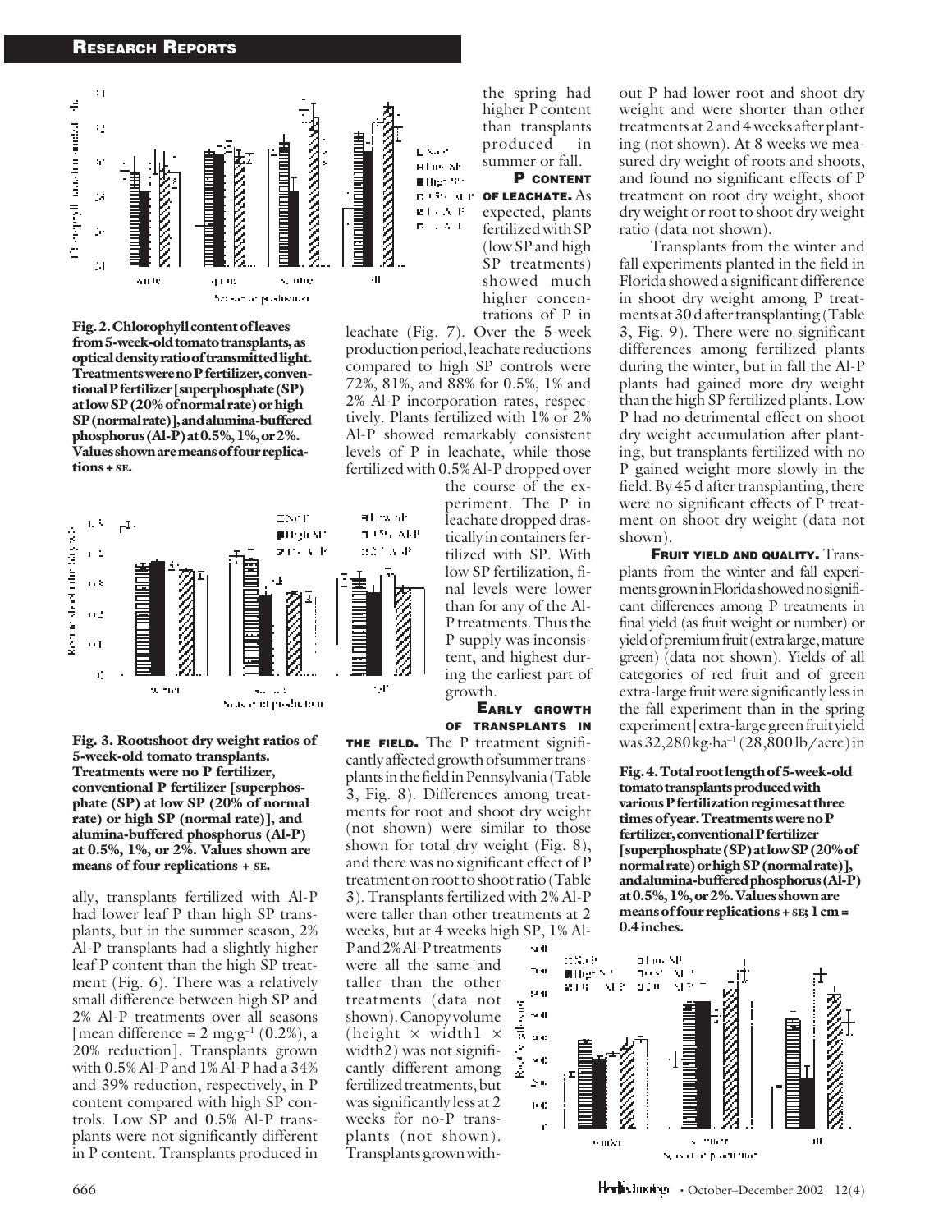**Fig. 2. Chlorophyll content of leaves from 5-week-old tomato transplants, as optical density ratio of transmitted light. Treatments were no P fertilizer, conventional P fertilizer [superphosphate (SP) at low SP (20% of normal rate) or high SP (normal rate)], and alumina-buffered phosphorus (Al-P) at 0.5%, 1%, or 2%. Values shown are means of four replications + SE.**

**Fig. 3. Root:shoot dry weight ratios of 5-week-old tomato transplants. Treatments were no P fertilizer, conventional P fertilizer [superphosphate (SP) at low SP (20% of normal rate) or high SP (normal rate)], and alumina-buffered phosphorus (Al-P) at 0.5%, 1%, or 2%. Values shown are means of four replications + SE.**

ally, transplants fertilized with Al-P had lower leaf P than high SP transplants, but in the summer season, 2% Al-P transplants had a slightly higher leaf P content than the high SP treatment (Fig. 6). There was a relatively small difference between high SP and 2% Al-P treatments over all seasons [mean difference = 2 $mg \cdot g^{-1}$ (0.2%), a 20% reduction]. Transplants grown with 0.5% Al-P and 1% Al-P had a 34% and 39% reduction, respectively, in P content compared with high SP controls. Low SP and 0.5% Al-P transplants were not significantly different in P content. Transplants produced in the spring had higher P content than transplants produced in summer or fall.

**P CONTENT OF LEACHATE.** As expected, plants fertilized with SP (low SP and high SP treatments) showed much higher concentrations of P in leachate (Fig. 7). Over the 5-week production period, leachate reductions compared to high SP controls were 72%, 81%, and 88% for 0.5%, 1% and 2% Al-P incorporation rates, respectively. Plants fertilized with 1% or 2% Al-P showed remarkably consistent levels of P in leachate, while those fertilized with 0.5% Al-P dropped over the course of the experiment. The P in leachate dropped drastically in containers fertilized with SP. With low SP fertilization, final levels were lower than for any of the Al-P treatments. Thus the P supply was inconsistent, and highest during the earliest part of growth.

**EARLY GROWTH OF TRANSPLANTS IN THE FIELD.** The P treatment significantly affected growth of summer transplants in the field in Pennsylvania (Table 3, Fig. 8). Differences among treatments for root and shoot dry weight (not shown) were similar to those shown for total dry weight (Fig. 8), and there was no significant effect of P treatment on root to shoot ratio (Table 3). Transplants fertilized with 2% Al-P were taller than other treatments at 2 weeks, but at 4 weeks high SP, 1% Al-P and 2% Al-P treatments were all the same and taller than the other treatments (data not shown). Canopy volume (height × width1 × width2) was not significantly different among fertilized treatments, but was significantly less at 2 weeks for no-P transplants (not shown). Transplants grown without P had lower root and shoot dry weight and were shorter than other treatments at 2 and 4 weeks after planting (not shown). At 8 weeks we measured dry weight of roots and shoots, and found no significant effects of P treatment on root dry weight, shoot dry weight or root to shoot dry weight ratio (data not shown).

Transplants from the winter and fall experiments planted in the field in Florida showed a significant difference in shoot dry weight among P treatments at 30 d after transplanting (Table 3, Fig. 9). There were no significant differences among fertilized plants during the winter, but in fall the Al-P plants had gained more dry weight than the high SP fertilized plants. Low P had no detrimental effect on shoot dry weight accumulation after planting, but transplants fertilized with no P gained weight more slowly in the field. By 45 d after transplanting, there were no significant effects of P treatment on shoot dry weight (data not shown).

**FRUIT YIELD AND QUALITY.** Transplants from the winter and fall experiments grown in Florida showed no significant differences among P treatments in final yield (as fruit weight or number) or yield of premium fruit (extra large, mature green) (data not shown). Yields of all categories of red fruit and of green extra-large fruit were significantly less in the fall experiment than in the spring experiment [extra-large green fruit yield was 32,280 $kg \cdot ha^{-1}$ (28,800 lb/acre) in

**Fig. 4. Total root length of 5-week-old tomato transplants produced with various P fertilization regimes at three times of year. Treatments were no P fertilizer, conventional P fertilizer [superphosphate (SP) at low SP (20% of normal rate) or high SP (normal rate)], and alumina-buffered phosphorus (Al-P) at 0.5%, 1%, or 2%. Values shown are means of four replications + SE; 1 cm = 0.4 inches.**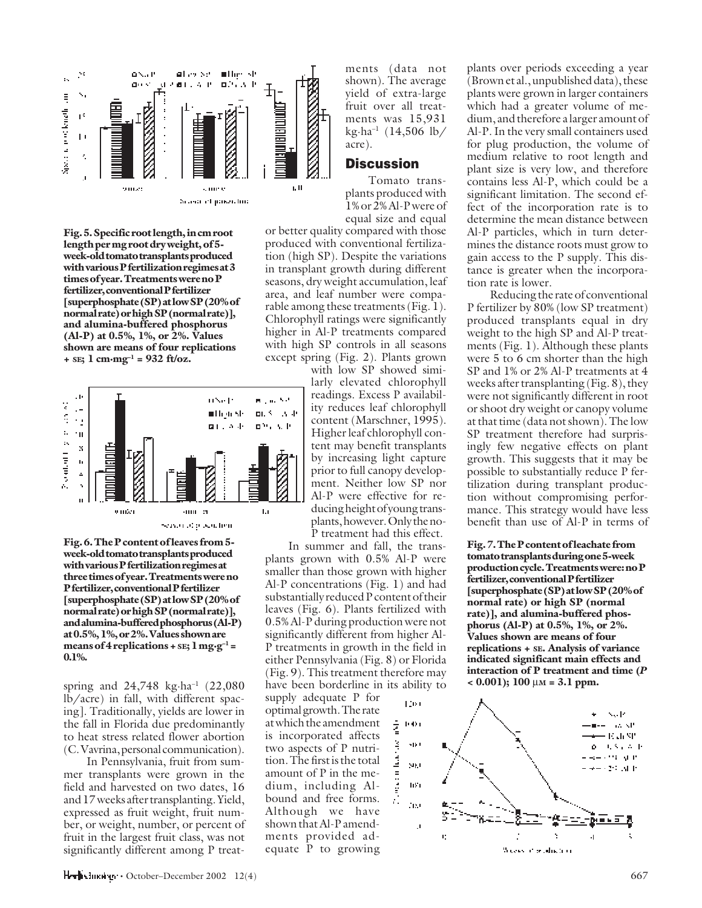**Fig. 5. Specific root length, in cm root length per mg root dry weight, of 5-week-old tomato transplants produced with various P fertilization regimes at 3 times of year. Treatments were no P fertilizer, conventional P fertilizer [superphosphate (SP) at low SP (20% of normal rate) or high SP (normal rate)], and alumina-buffered phosphorus (Al-P) at 0.5%, 1%, or 2%. Values shown are means of four replications + SE; 1 cm·mg$^{-1}$ = 932 ft/oz.**

**Fig. 6. The P content of leaves from 5-week-old tomato transplants produced with various P fertilization regimes at three times of year. Treatments were no P fertilizer, conventional P fertilizer [superphosphate (SP) at low SP (20% of normal rate) or high SP (normal rate)], and alumina-buffered phosphorus (Al-P) at 0.5%, 1%, or 2%. Values shown are means of 4 replications + SE; 1 mg·g$^{-1}$ = 0.1%.**

spring and 24,748 kg·ha$^{-1}$ (22,080 lb/acre) in fall, with different spacing]. Traditionally, yields are lower in the fall in Florida due predominantly to heat stress related flower abortion (C. Vavrina, personal communication).

In Pennsylvania, fruit from summer transplants were grown in the field and harvested on two dates, 16 and 17 weeks after transplanting. Yield, expressed as fruit weight, fruit number, or weight, number, or percent of fruit in the largest fruit class, was not significantly different among P treatments (data not shown). The average yield of extra-large fruit over all treatments was 15,931 kg·ha$^{-1}$ (14,506 lb/acre).

## Discussion

Tomato transplants produced with 1% or 2% Al-P were of equal size and equal or better quality compared with those produced with conventional fertilization (high SP). Despite the variations in transplant growth during different seasons, dry weight accumulation, leaf area, and leaf number were comparable among these treatments (Fig. 1). Chlorophyll ratings were significantly higher in Al-P treatments compared with high SP controls in all seasons except spring (Fig. 2). Plants grown with low SP showed similarly elevated chlorophyll readings. Excess P availability reduces leaf chlorophyll content (Marschner, 1995). Higher leaf chlorophyll content may benefit transplants by increasing light capture prior to full canopy development. Neither low SP nor Al-P were effective for reducing height of young transplants, however. Only the no-P treatment had this effect.

In summer and fall, the transplants grown with 0.5% Al-P were smaller than those grown with higher Al-P concentrations (Fig. 1) and had substantially reduced P content of their leaves (Fig. 6). Plants fertilized with 0.5% Al-P during production were not significantly different from higher Al-P treatments in growth in the field in either Pennsylvania (Fig. 8) or Florida (Fig. 9). This treatment therefore may have been borderline in its ability to supply adequate P for optimal growth. The rate at which the amendment is incorporated affects two aspects of P nutrition. The first is the total amount of P in the medium, including Al-bound and free forms. Although we have shown that Al-P amendments provided adequate P to growing plants over periods exceeding a year (Brown et al., unpublished data), these plants were grown in larger containers which had a greater volume of medium, and therefore a larger amount of Al-P. In the very small containers used for plug production, the volume of medium relative to root length and plant size is very low, and therefore contains less Al-P, which could be a significant limitation. The second effect of the incorporation rate is to determine the mean distance between Al-P particles, which in turn determines the distance roots must grow to gain access to the P supply. This distance is greater when the incorporation rate is lower.

Reducing the rate of conventional P fertilizer by 80% (low SP treatment) produced transplants equal in dry weight to the high SP and Al-P treatments (Fig. 1). Although these plants were 5 to 6 cm shorter than the high SP and 1% or 2% Al-P treatments at 4 weeks after transplanting (Fig. 8), they were not significantly different in root or shoot dry weight or canopy volume at that time (data not shown). The low SP treatment therefore had surprisingly few negative effects on plant growth. This suggests that it may be possible to substantially reduce P fertilization during transplant production without compromising performance. This strategy would have less benefit than use of Al-P in terms of

**Fig. 7. The P content of leachate from tomato transplants during one 5-week production cycle. Treatments were: no P fertilizer, conventional P fertilizer [superphosphate (SP) at low SP (20% of normal rate) or high SP (normal rate)], and alumina-buffered phosphorus (Al-P) at 0.5%, 1%, or 2%. Values shown are means of four replications + SE. Analysis of variance indicated significant main effects and interaction of P treatment and time ($P$ < 0.001); 100 μM = 3.1 ppm.**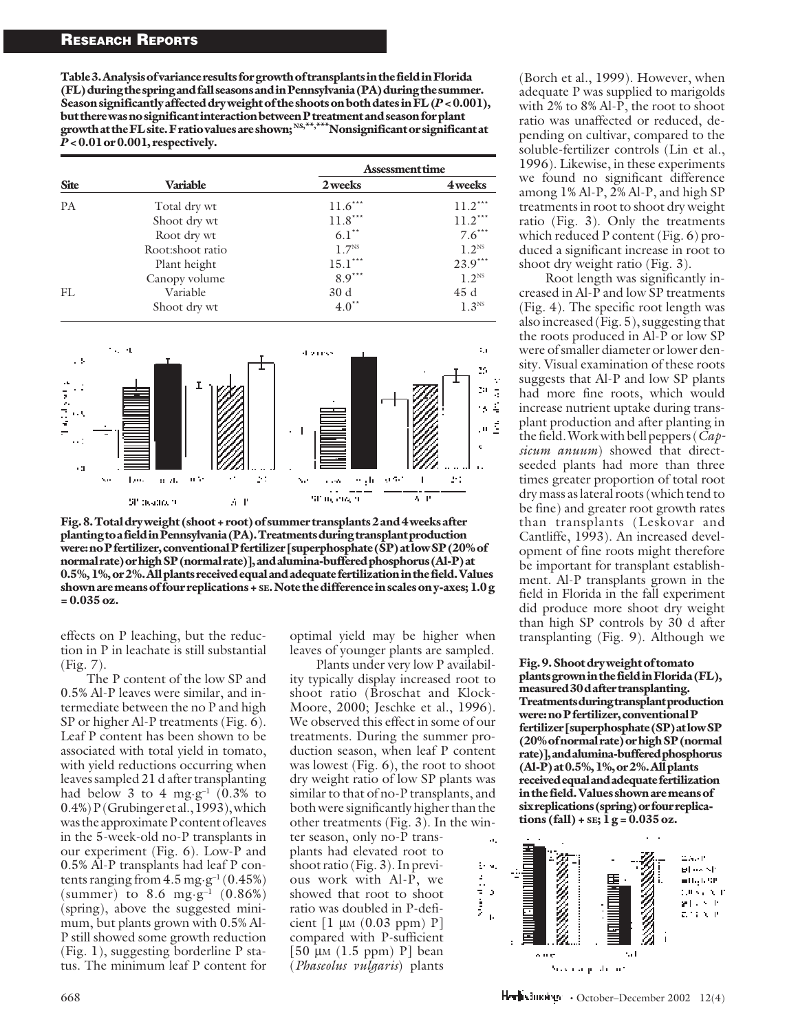**Table 3. Analysis of variance results for growth of transplants in the field in Florida (FL) during the spring and fall seasons and in Pennsylvania (PA) during the summer. Season significantly affected dry weight of the shoots on both dates in FL ($P < 0.001$), but there was no significant interaction between P treatment and season for plant growth at the FL site. F ratio values are shown; NS,**,***Nonsignificant or significant at $P < 0.01$ or 0.001, respectively.**

| Site | Variable | Assessment time | |
|---|---|---|---|
| | | 2 weeks | 4 weeks |
| PA | Total dry wt | 11.6*** | 11.2*** |
| | Shoot dry wt | 11.8*** | 11.2*** |
| | Root dry wt | 6.1** | 7.6*** |
| | Root:shoot ratio | 1.7NS | 1.2NS |
| | Plant height | 15.1*** | 23.9*** |
| | Canopy volume | 8.9*** | 1.2NS |
| FL | Variable | 30 d | 45 d |
| | Shoot dry wt | 4.0** | 1.3NS |

**Fig. 8. Total dry weight (shoot + root) of summer transplants 2 and 4 weeks after planting to a field in Pennsylvania (PA). Treatments during transplant production were: no P fertilizer, conventional P fertilizer [superphosphate (SP) at low SP (20% of normal rate) or high SP (normal rate)], and alumina-buffered phosphorus (Al-P) at 0.5%, 1%, or 2%. All plants received equal and adequate fertilization in the field. Values shown are means of four replications + SE. Note the difference in scales on y-axes; 1.0 g = 0.035 oz.**

effects on P leaching, but the reduction in P in leachate is still substantial (Fig. 7).

The P content of the low SP and 0.5% Al-P leaves were similar, and intermediate between the no P and high SP or higher Al-P treatments (Fig. 6). Leaf P content has been shown to be associated with total yield in tomato, with yield reductions occurring when leaves sampled 21 d after transplanting had below 3 to 4 $mg\cdot g^{-1}$ (0.3% to 0.4%) P (Grubinger et al., 1993), which was the approximate P content of leaves in the 5-week-old no-P transplants in our experiment (Fig. 6). Low-P and 0.5% Al-P transplants had leaf P contents ranging from 4.5 $mg\cdot g^{-1}$ (0.45%) (summer) to 8.6 $mg\cdot g^{-1}$ (0.86%) (spring), above the suggested minimum, but plants grown with 0.5% Al-P still showed some growth reduction (Fig. 1), suggesting borderline P status. The minimum leaf P content for optimal yield may be higher when leaves of younger plants are sampled.

Plants under very low P availability typically display increased root to shoot ratio (Broschat and Klock-Moore, 2000; Jeschke et al., 1996). We observed this effect in some of our treatments. During the summer production season, when leaf P content was lowest (Fig. 6), the root to shoot dry weight ratio of low SP plants was similar to that of no-P transplants, and both were significantly higher than the other treatments (Fig. 3). In the winter season, only no-P transplants had elevated root to shoot ratio (Fig. 3). In previous work with Al-P, we showed that root to shoot ratio was doubled in P-deficient [1 $\mu$M (0.03 ppm) P] compared with P-sufficient [50 $\mu$M (1.5 ppm) P] bean (*Phaseolus vulgaris*) plants (Borch et al., 1999). However, when adequate P was supplied to marigolds with 2% to 8% Al-P, the root to shoot ratio was unaffected or reduced, depending on cultivar, compared to the soluble-fertilizer controls (Lin et al., 1996). Likewise, in these experiments we found no significant difference among 1% Al-P, 2% Al-P, and high SP treatments in root to shoot dry weight ratio (Fig. 3). Only the treatments which reduced P content (Fig. 6) produced a significant increase in root to shoot dry weight ratio (Fig. 3).

Root length was significantly increased in Al-P and low SP treatments (Fig. 4). The specific root length was also increased (Fig. 5), suggesting that the roots produced in Al-P or low SP were of smaller diameter or lower density. Visual examination of these roots suggests that Al-P and low SP plants had more fine roots, which would increase nutrient uptake during transplant production and after planting in the field. Work with bell peppers (*Capsicum anuum*) showed that direct-seeded plants had more than three times greater proportion of total root dry mass as lateral roots (which tend to be fine) and greater root growth rates than transplants (Leskovar and Cantliffe, 1993). An increased development of fine roots might therefore be important for transplant establishment. Al-P transplants grown in the field in Florida in the fall experiment did produce more shoot dry weight than high SP controls by 30 d after transplanting (Fig. 9). Although we

**Fig. 9. Shoot dry weight of tomato plants grown in the field in Florida (FL), measured 30 d after transplanting. Treatments during transplant production were: no P fertilizer, conventional P fertilizer [superphosphate (SP) at low SP (20% of normal rate) or high SP (normal rate)], and alumina-buffered phosphorus (Al-P) at 0.5%, 1%, or 2%. All plants received equal and adequate fertilization in the field. Values shown are means of six replications (spring) or four replications (fall) + SE; 1 g = 0.035 oz.**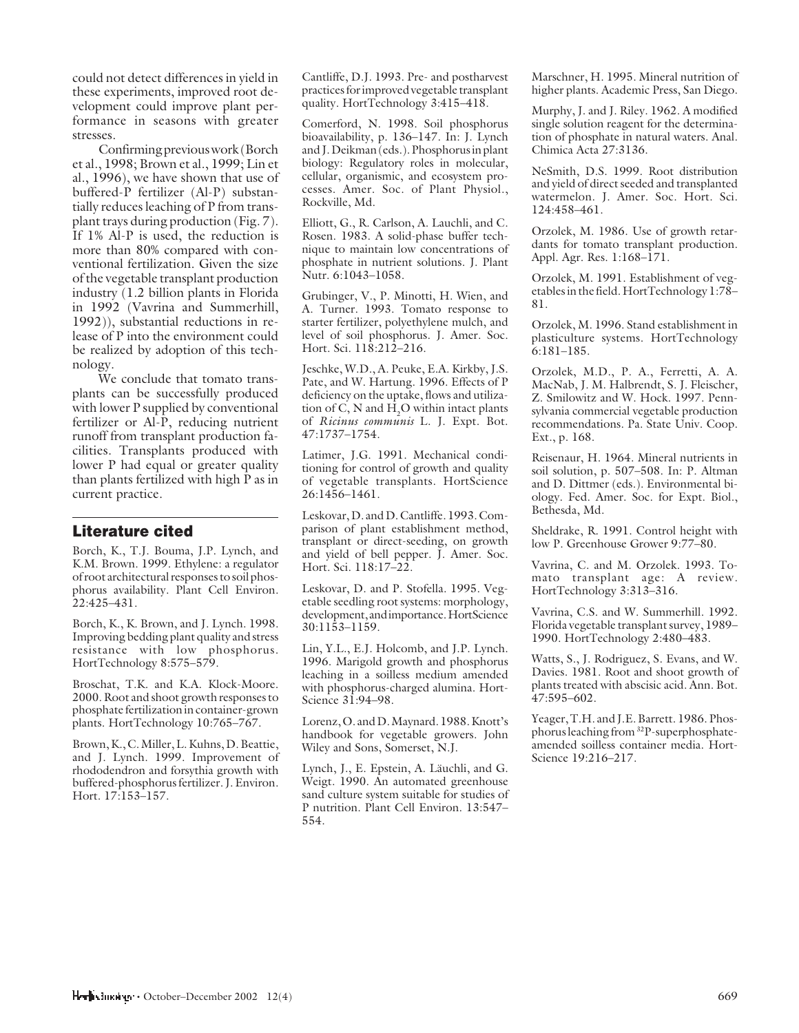could not detect differences in yield in these experiments, improved root development could improve plant performance in seasons with greater stresses.

Confirming previous work (Borch et al., 1998; Brown et al., 1999; Lin et al., 1996), we have shown that use of buffered-P fertilizer (Al-P) substantially reduces leaching of P from transplant trays during production (Fig. 7). If 1% Al-P is used, the reduction is more than 80% compared with conventional fertilization. Given the size of the vegetable transplant production industry (1.2 billion plants in Florida in 1992 (Vavrina and Summerhill, 1992)), substantial reductions in release of P into the environment could be realized by adoption of this technology.

We conclude that tomato transplants can be successfully produced with lower P supplied by conventional fertilizer or Al-P, reducing nutrient runoff from transplant production facilities. Transplants produced with lower P had equal or greater quality than plants fertilized with high P as in current practice.

## Literature cited

Borch, K., T.J. Bouma, J.P. Lynch, and K.M. Brown. 1999. Ethylene: a regulator of root architectural responses to soil phosphorus availability. Plant Cell Environ. 22:425–431.

Borch, K., K. Brown, and J. Lynch. 1998. Improving bedding plant quality and stress resistance with low phosphorus. HortTechnology 8:575–579.

Broschat, T.K. and K.A. Klock-Moore. 2000. Root and shoot growth responses to phosphate fertilization in container-grown plants. HortTechnology 10:765–767.

Brown, K., C. Miller, L. Kuhns, D. Beattie, and J. Lynch. 1999. Improvement of rhododendron and forsythia growth with buffered-phosphorus fertilizer. J. Environ. Hort. 17:153–157.

Cantliffe, D.J. 1993. Pre- and postharvest practices for improved vegetable transplant quality. HortTechnology 3:415–418.

Comerford, N. 1998. Soil phosphorus bioavailability, p. 136–147. In: J. Lynch and J. Deikman (eds.). Phosphorus in plant biology: Regulatory roles in molecular, cellular, organismic, and ecosystem processes. Amer. Soc. of Plant Physiol., Rockville, Md.

Elliott, G., R. Carlson, A. Lauchli, and C. Rosen. 1983. A solid-phase buffer technique to maintain low concentrations of phosphate in nutrient solutions. J. Plant Nutr. 6:1043–1058.

Grubinger, V., P. Minotti, H. Wien, and A. Turner. 1993. Tomato response to starter fertilizer, polyethylene mulch, and level of soil phosphorus. J. Amer. Soc. Hort. Sci. 118:212–216.

Jeschke, W.D., A. Peuke, E.A. Kirkby, J.S. Pate, and W. Hartung. 1996. Effects of P deficiency on the uptake, flows and utilization of C, N and $H_2O$ within intact plants of *Ricinus communis* L. J. Expt. Bot. 47:1737–1754.

Latimer, J.G. 1991. Mechanical conditioning for control of growth and quality of vegetable transplants. HortScience 26:1456–1461.

Leskovar, D. and D. Cantliffe. 1993. Comparison of plant establishment method, transplant or direct-seeding, on growth and yield of bell pepper. J. Amer. Soc. Hort. Sci. 118:17–22.

Leskovar, D. and P. Stofella. 1995. Vegetable seedling root systems: morphology, development, and importance. HortScience 30:1153–1159.

Lin, Y.L., E.J. Holcomb, and J.P. Lynch. 1996. Marigold growth and phosphorus leaching in a soilless medium amended with phosphorus-charged alumina. HortScience 31:94–98.

Lorenz, O. and D. Maynard. 1988. Knott's handbook for vegetable growers. John Wiley and Sons, Somerset, N.J.

Lynch, J., E. Epstein, A. Läuchli, and G. Weigt. 1990. An automated greenhouse sand culture system suitable for studies of P nutrition. Plant Cell Environ. 13:547–554.

Marschner, H. 1995. Mineral nutrition of higher plants. Academic Press, San Diego.

Murphy, J. and J. Riley. 1962. A modified single solution reagent for the determination of phosphate in natural waters. Anal. Chimica Acta 27:3136.

NeSmith, D.S. 1999. Root distribution and yield of direct seeded and transplanted watermelon. J. Amer. Soc. Hort. Sci. 124:458–461.

Orzolek, M. 1986. Use of growth retardants for tomato transplant production. Appl. Agr. Res. 1:168–171.

Orzolek, M. 1991. Establishment of vegetables in the field. HortTechnology 1:78–81.

Orzolek, M. 1996. Stand establishment in plasticulture systems. HortTechnology 6:181–185.

Orzolek, M.D., P. A., Ferretti, A. A. MacNab, J. M. Halbrendt, S. J. Fleischer, Z. Smilowitz and W. Hock. 1997. Pennsylvania commercial vegetable production recommendations. Pa. State Univ. Coop. Ext., p. 168.

Reisenaur, H. 1964. Mineral nutrients in soil solution, p. 507–508. In: P. Altman and D. Dittmer (eds.). Environmental biology. Fed. Amer. Soc. for Expt. Biol., Bethesda, Md.

Sheldrake, R. 1991. Control height with low P. Greenhouse Grower 9:77–80.

Vavrina, C. and M. Orzolek. 1993. Tomato transplant age: A review. HortTechnology 3:313–316.

Vavrina, C.S. and W. Summerhill. 1992. Florida vegetable transplant survey, 1989–1990. HortTechnology 2:480–483.

Watts, S., J. Rodriguez, S. Evans, and W. Davies. 1981. Root and shoot growth of plants treated with abscisic acid. Ann. Bot. 47:595–602.

Yeager, T.H. and J.E. Barrett. 1986. Phosphorus leaching from $^{32}$P-superphosphate-amended soilless container media. HortScience 19:216–217.